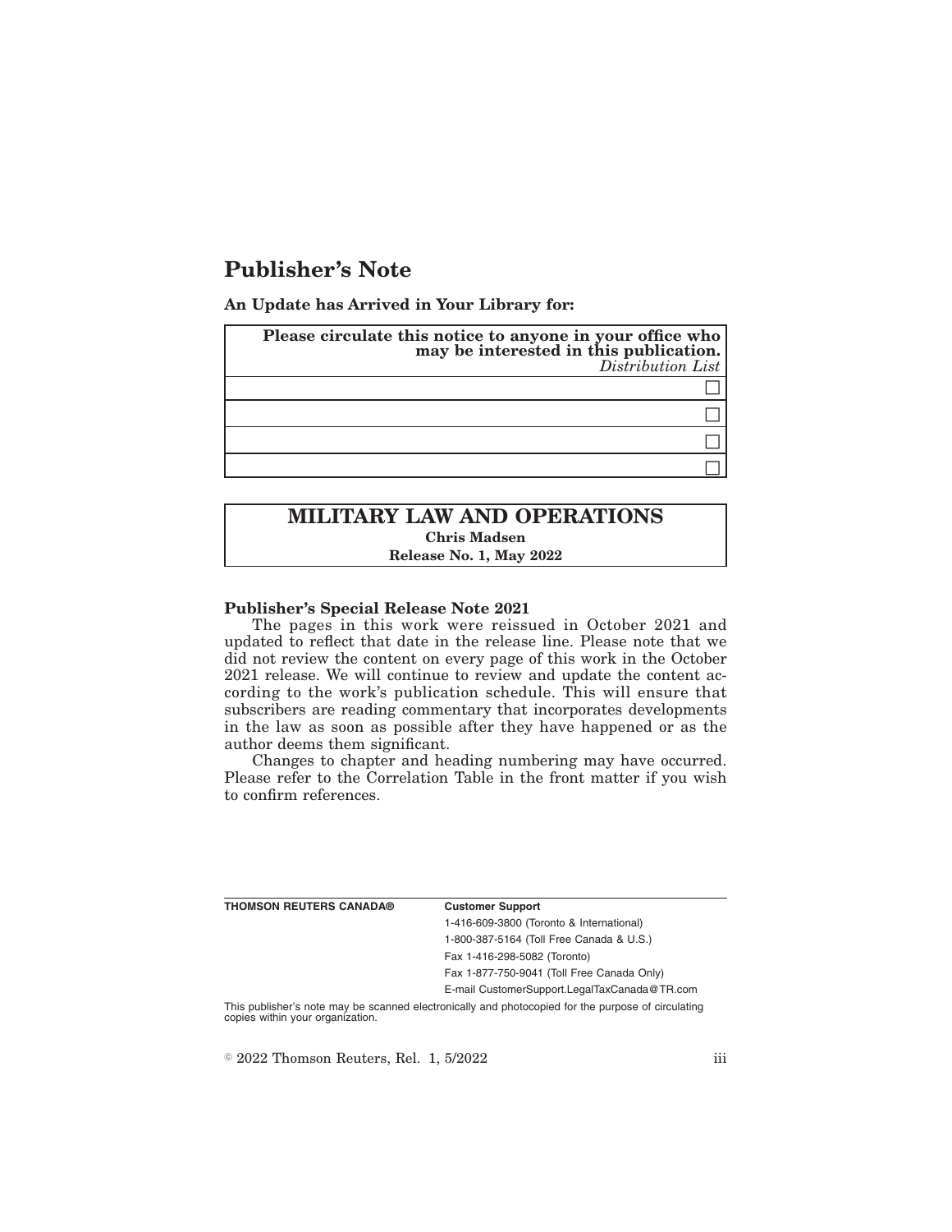# Publisher's Note

**An Update has Arrived in Your Library for:**

| **Please circulate this notice to anyone in your office who may be interested in this publication.** *Distribution List* |
|---|
| ☐ |
| ☐ |
| ☐ |
| ☐ |

| **MILITARY LAW AND OPERATIONS** |
|---|
| **Chris Madsen** |
| **Release No. 1, May 2022** |

**Publisher's Special Release Note 2021**

The pages in this work were reissued in October 2021 and updated to reflect that date in the release line. Please note that we did not review the content on every page of this work in the October 2021 release. We will continue to review and update the content according to the work's publication schedule. This will ensure that subscribers are reading commentary that incorporates developments in the law as soon as possible after they have happened or as the author deems them significant.

Changes to chapter and heading numbering may have occurred. Please refer to the Correlation Table in the front matter if you wish to confirm references.

| **THOMSON REUTERS CANADA®** | **Customer Support** |
|---|---|
| | 1-416-609-3800 (Toronto & International) |
| | 1-800-387-5164 (Toll Free Canada & U.S.) |
| | Fax 1-416-298-5082 (Toronto) |
| | Fax 1-877-750-9041 (Toll Free Canada Only) |
| | E-mail CustomerSupport.LegalTaxCanada@TR.com |

This publisher's note may be scanned electronically and photocopied for the purpose of circulating copies within your organization.

© 2022 Thomson Reuters, Rel. 1, 5/2022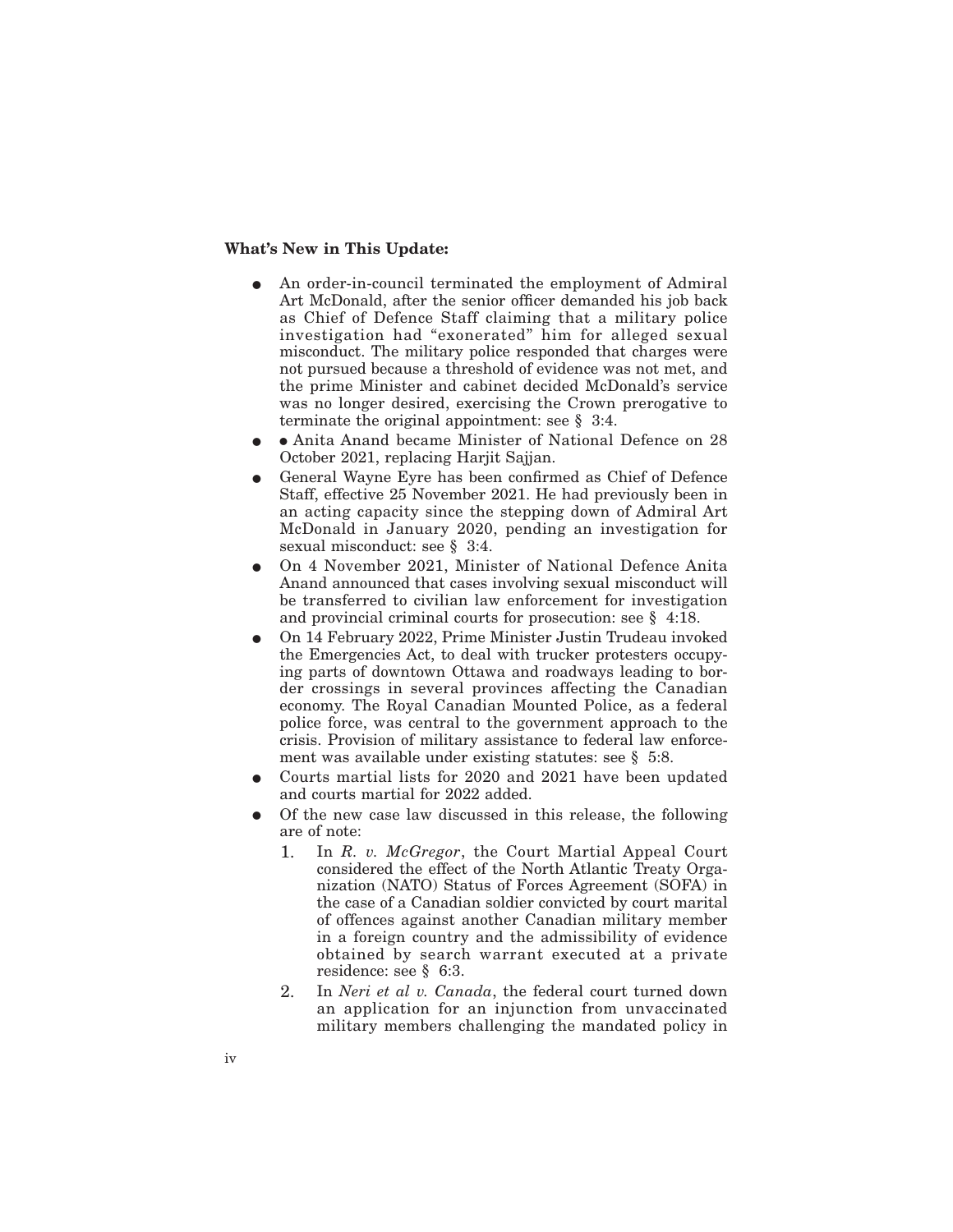**What's New in This Update:**

- An order-in-council terminated the employment of Admiral Art McDonald, after the senior officer demanded his job back as Chief of Defence Staff claiming that a military police investigation had "exonerated" him for alleged sexual misconduct. The military police responded that charges were not pursued because a threshold of evidence was not met, and the prime Minister and cabinet decided McDonald's service was no longer desired, exercising the Crown prerogative to terminate the original appointment: see § 3:4.
- • Anita Anand became Minister of National Defence on 28 October 2021, replacing Harjit Sajjan.
- General Wayne Eyre has been confirmed as Chief of Defence Staff, effective 25 November 2021. He had previously been in an acting capacity since the stepping down of Admiral Art McDonald in January 2020, pending an investigation for sexual misconduct: see § 3:4.
- On 4 November 2021, Minister of National Defence Anita Anand announced that cases involving sexual misconduct will be transferred to civilian law enforcement for investigation and provincial criminal courts for prosecution: see § 4:18.
- On 14 February 2022, Prime Minister Justin Trudeau invoked the Emergencies Act, to deal with trucker protesters occupying parts of downtown Ottawa and roadways leading to border crossings in several provinces affecting the Canadian economy. The Royal Canadian Mounted Police, as a federal police force, was central to the government approach to the crisis. Provision of military assistance to federal law enforcement was available under existing statutes: see § 5:8.
- Courts martial lists for 2020 and 2021 have been updated and courts martial for 2022 added.
- Of the new case law discussed in this release, the following are of note:
  1. In *R. v. McGregor*, the Court Martial Appeal Court considered the effect of the North Atlantic Treaty Organization (NATO) Status of Forces Agreement (SOFA) in the case of a Canadian soldier convicted by court marital of offences against another Canadian military member in a foreign country and the admissibility of evidence obtained by search warrant executed at a private residence: see § 6:3.
  2. In *Neri et al v. Canada*, the federal court turned down an application for an injunction from unvaccinated military members challenging the mandated policy in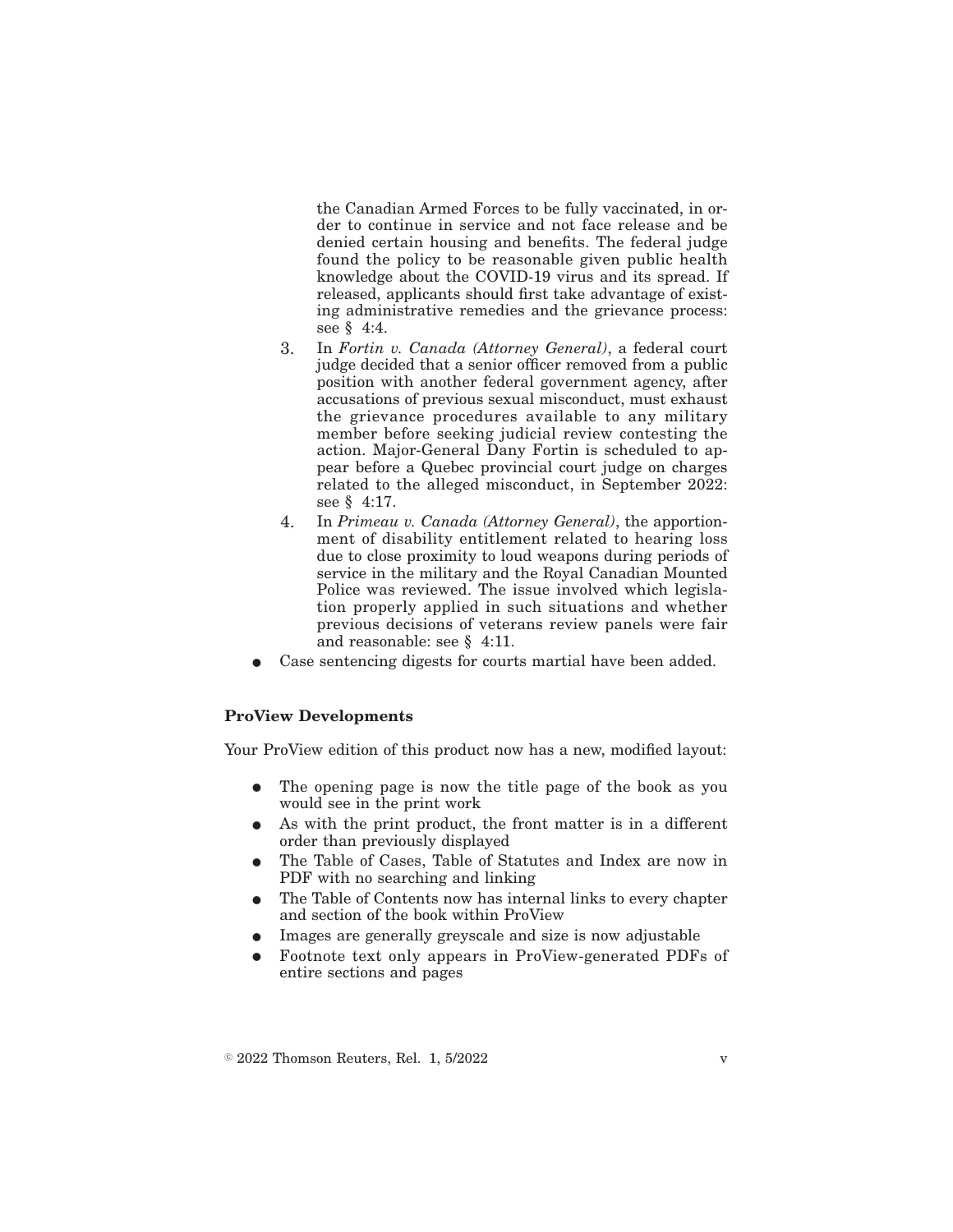the Canadian Armed Forces to be fully vaccinated, in order to continue in service and not face release and be denied certain housing and benefits. The federal judge found the policy to be reasonable given public health knowledge about the COVID-19 virus and its spread. If released, applicants should first take advantage of existing administrative remedies and the grievance process: see § 4:4.

3. In *Fortin v. Canada (Attorney General)*, a federal court judge decided that a senior officer removed from a public position with another federal government agency, after accusations of previous sexual misconduct, must exhaust the grievance procedures available to any military member before seeking judicial review contesting the action. Major-General Dany Fortin is scheduled to appear before a Quebec provincial court judge on charges related to the alleged misconduct, in September 2022: see § 4:17.
4. In *Primeau v. Canada (Attorney General)*, the apportionment of disability entitlement related to hearing loss due to close proximity to loud weapons during periods of service in the military and the Royal Canadian Mounted Police was reviewed. The issue involved which legislation properly applied in such situations and whether previous decisions of veterans review panels were fair and reasonable: see § 4:11.

- Case sentencing digests for courts martial have been added.

**ProView Developments**

Your ProView edition of this product now has a new, modified layout:

- The opening page is now the title page of the book as you would see in the print work
- As with the print product, the front matter is in a different order than previously displayed
- The Table of Cases, Table of Statutes and Index are now in PDF with no searching and linking
- The Table of Contents now has internal links to every chapter and section of the book within ProView
- Images are generally greyscale and size is now adjustable
- Footnote text only appears in ProView-generated PDFs of entire sections and pages